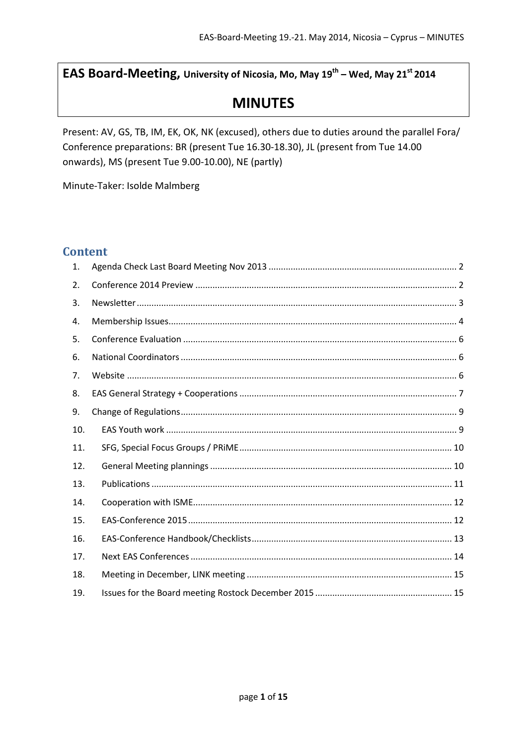# EAS Board-Meeting, University of Nicosia, Mo, May 19th – Wed, May 21st 2014

# MINUTES

Present: AV, GS, TB, IM, EK, OK, NK (excused), others due to duties around the parallel Fora/ Conference preparations: BR (present Tue 16.30-18.30), JL (present from Tue 14.00 onwards), MS (present Tue 9.00-10.00), NE (partly)

Minute-Taker: Isolde Malmberg

## Content

1. Agenda Check Last Board Meeting Nov 2013 .......... 2
2. Conference 2014 Preview .......... 2
3. Newsletter .......... 3
4. Membership Issues .......... 4
5. Conference Evaluation .......... 6
6. National Coordinators .......... 6
7. Website .......... 6
8. EAS General Strategy + Cooperations .......... 7
9. Change of Regulations .......... 9
10. EAS Youth work .......... 9
11. SFG, Special Focus Groups / PRiME .......... 10
12. General Meeting plannings .......... 10
13. Publications .......... 11
14. Cooperation with ISME .......... 12
15. EAS-Conference 2015 .......... 12
16. EAS-Conference Handbook/Checklists .......... 13
17. Next EAS Conferences .......... 14
18. Meeting in December, LINK meeting .......... 15
19. Issues for the Board meeting Rostock December 2015 .......... 15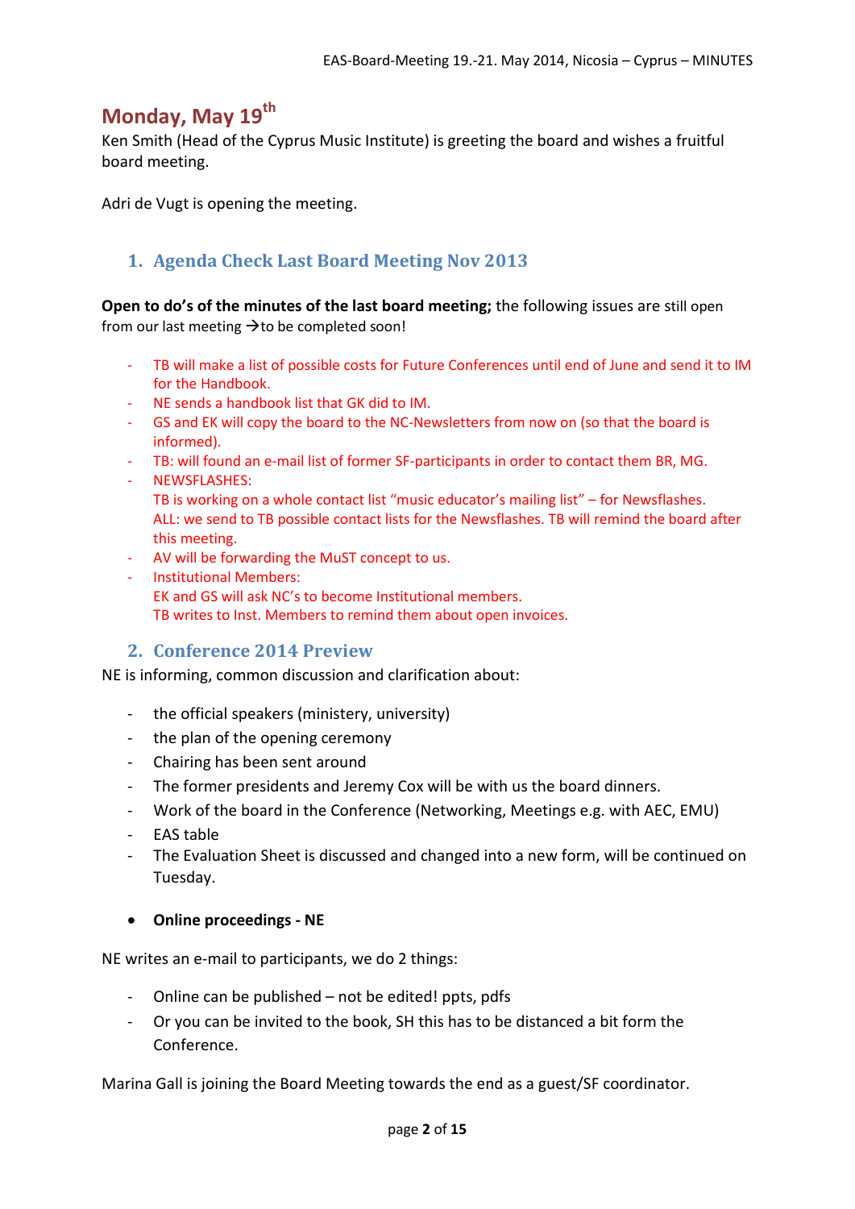## Monday, May 19th

Ken Smith (Head of the Cyprus Music Institute) is greeting the board and wishes a fruitful board meeting.

Adri de Vugt is opening the meeting.

### 1. Agenda Check Last Board Meeting Nov 2013

**Open to do's of the minutes of the last board meeting;** the following issues are still open from our last meeting →to be completed soon!

- TB will make a list of possible costs for Future Conferences until end of June and send it to IM for the Handbook.
- NE sends a handbook list that GK did to IM.
- GS and EK will copy the board to the NC-Newsletters from now on (so that the board is informed).
- TB: will found an e-mail list of former SF-participants in order to contact them BR, MG.
- NEWSFLASHES:
  TB is working on a whole contact list "music educator's mailing list" – for Newsflashes.
  ALL: we send to TB possible contact lists for the Newsflashes. TB will remind the board after this meeting.
- AV will be forwarding the MuST concept to us.
- Institutional Members:
  EK and GS will ask NC's to become Institutional members.
  TB writes to Inst. Members to remind them about open invoices.

### 2. Conference 2014 Preview

NE is informing, common discussion and clarification about:

- the official speakers (ministery, university)
- the plan of the opening ceremony
- Chairing has been sent around
- The former presidents and Jeremy Cox will be with us the board dinners.
- Work of the board in the Conference (Networking, Meetings e.g. with AEC, EMU)
- EAS table
- The Evaluation Sheet is discussed and changed into a new form, will be continued on Tuesday.

- **Online proceedings - NE**

NE writes an e-mail to participants, we do 2 things:

- Online can be published – not be edited! ppts, pdfs
- Or you can be invited to the book, SH this has to be distanced a bit form the Conference.

Marina Gall is joining the Board Meeting towards the end as a guest/SF coordinator.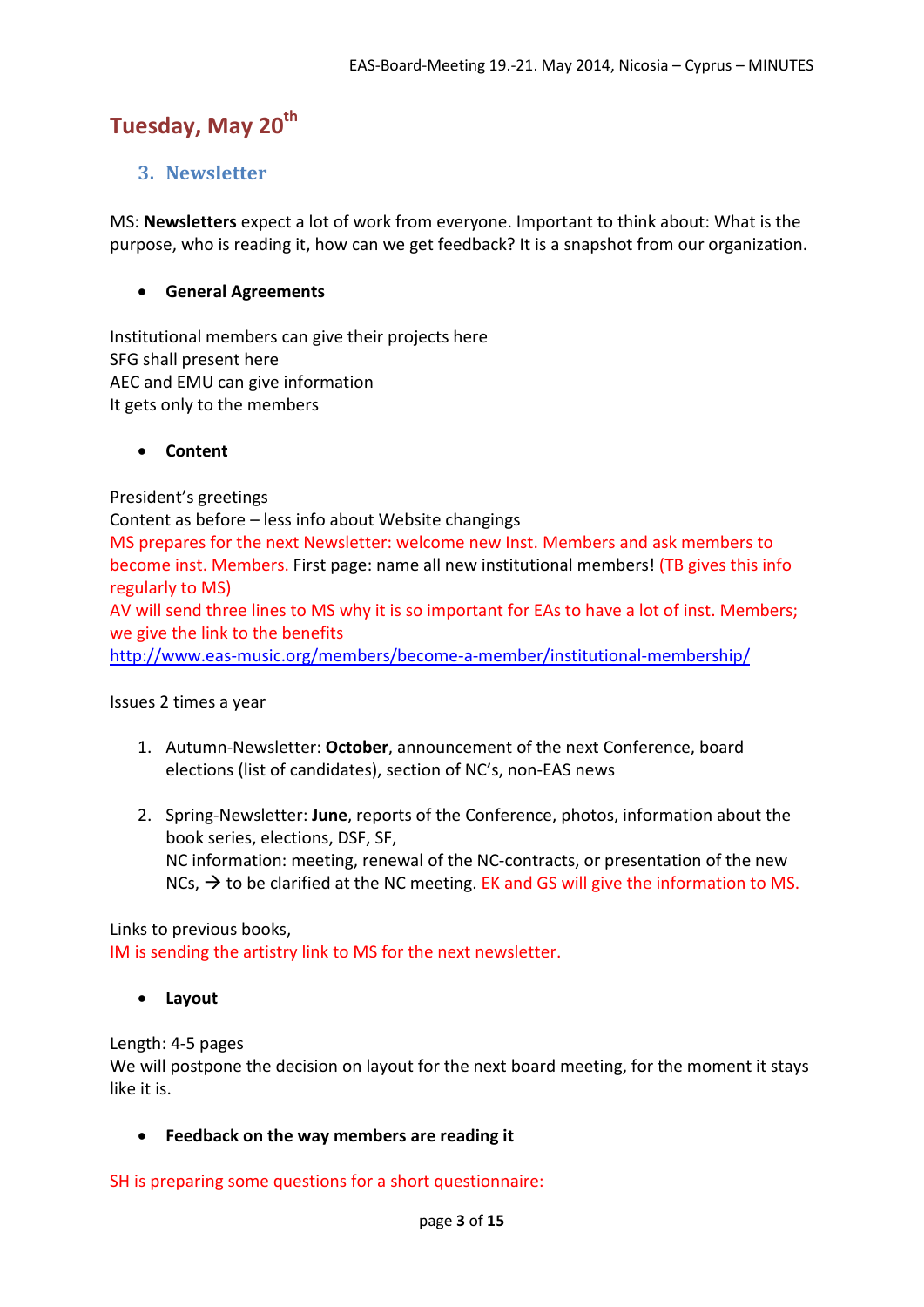## Tuesday, May 20th

### 3. Newsletter

MS: **Newsletters** expect a lot of work from everyone. Important to think about: What is the purpose, who is reading it, how can we get feedback? It is a snapshot from our organization.

- **General Agreements**

Institutional members can give their projects here
SFG shall present here
AEC and EMU can give information
It gets only to the members

- **Content**

President's greetings
Content as before – less info about Website changings
MS prepares for the next Newsletter: welcome new Inst. Members and ask members to become inst. Members. First page: name all new institutional members! (TB gives this info regularly to MS)
AV will send three lines to MS why it is so important for EAs to have a lot of inst. Members; we give the link to the benefits
http://www.eas-music.org/members/become-a-member/institutional-membership/

Issues 2 times a year

1. Autumn-Newsletter: **October**, announcement of the next Conference, board elections (list of candidates), section of NC's, non-EAS news
2. Spring-Newsletter: **June**, reports of the Conference, photos, information about the book series, elections, DSF, SF,
   NC information: meeting, renewal of the NC-contracts, or presentation of the new NCs, → to be clarified at the NC meeting. EK and GS will give the information to MS.

Links to previous books,
IM is sending the artistry link to MS for the next newsletter.

- **Layout**

Length: 4-5 pages
We will postpone the decision on layout for the next board meeting, for the moment it stays like it is.

- **Feedback on the way members are reading it**

SH is preparing some questions for a short questionnaire: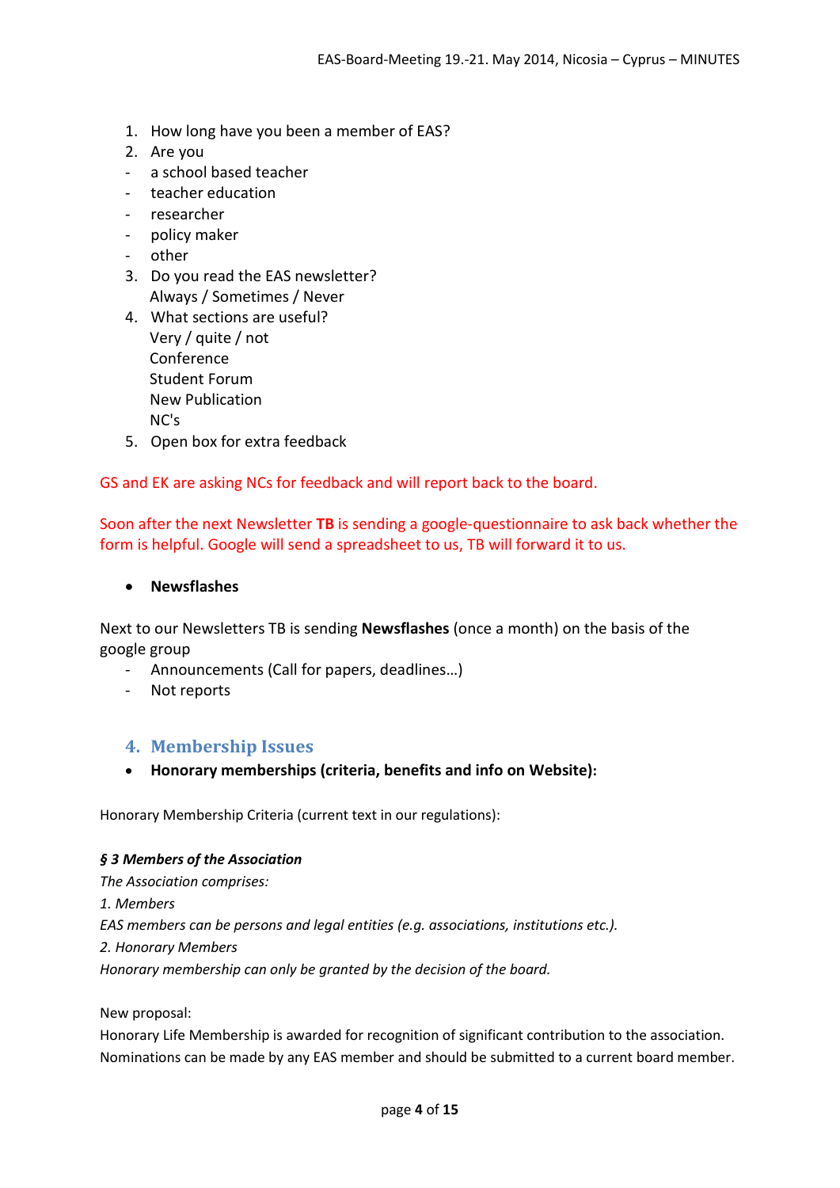1. How long have you been a member of EAS?
2. Are you
   - a school based teacher
   - teacher education
   - researcher
   - policy maker
   - other
3. Do you read the EAS newsletter?
   Always / Sometimes / Never
4. What sections are useful?
   Very / quite / not
   Conference
   Student Forum
   New Publication
   NC's
5. Open box for extra feedback

GS and EK are asking NCs for feedback and will report back to the board.

Soon after the next Newsletter **TB** is sending a google-questionnaire to ask back whether the form is helpful. Google will send a spreadsheet to us, TB will forward it to us.

- **Newsflashes**

Next to our Newsletters TB is sending **Newsflashes** (once a month) on the basis of the google group

- Announcements (Call for papers, deadlines…)
- Not reports

## 4. Membership Issues

- **Honorary memberships (criteria, benefits and info on Website):**

Honorary Membership Criteria (current text in our regulations):

***§ 3 Members of the Association***

*The Association comprises:*

*1. Members*

*EAS members can be persons and legal entities (e.g. associations, institutions etc.).*

*2. Honorary Members*

*Honorary membership can only be granted by the decision of the board.*

New proposal:

Honorary Life Membership is awarded for recognition of significant contribution to the association. Nominations can be made by any EAS member and should be submitted to a current board member.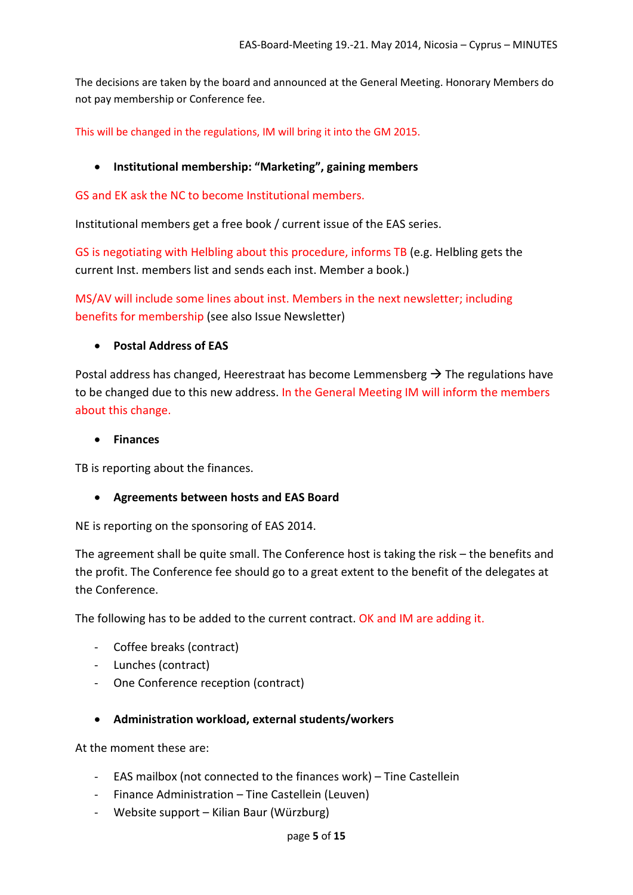The decisions are taken by the board and announced at the General Meeting. Honorary Members do not pay membership or Conference fee.

This will be changed in the regulations, IM will bring it into the GM 2015.

- **Institutional membership: "Marketing", gaining members**

GS and EK ask the NC to become Institutional members.

Institutional members get a free book / current issue of the EAS series.

GS is negotiating with Helbling about this procedure, informs TB (e.g. Helbling gets the current Inst. members list and sends each inst. Member a book.)

MS/AV will include some lines about inst. Members in the next newsletter; including benefits for membership (see also Issue Newsletter)

- **Postal Address of EAS**

Postal address has changed, Heerestraat has become Lemmensberg → The regulations have to be changed due to this new address. In the General Meeting IM will inform the members about this change.

- **Finances**

TB is reporting about the finances.

- **Agreements between hosts and EAS Board**

NE is reporting on the sponsoring of EAS 2014.

The agreement shall be quite small. The Conference host is taking the risk – the benefits and the profit. The Conference fee should go to a great extent to the benefit of the delegates at the Conference.

The following has to be added to the current contract. OK and IM are adding it.

- Coffee breaks (contract)
- Lunches (contract)
- One Conference reception (contract)

- **Administration workload, external students/workers**

At the moment these are:

- EAS mailbox (not connected to the finances work) – Tine Castellein
- Finance Administration – Tine Castellein (Leuven)
- Website support – Kilian Baur (Würzburg)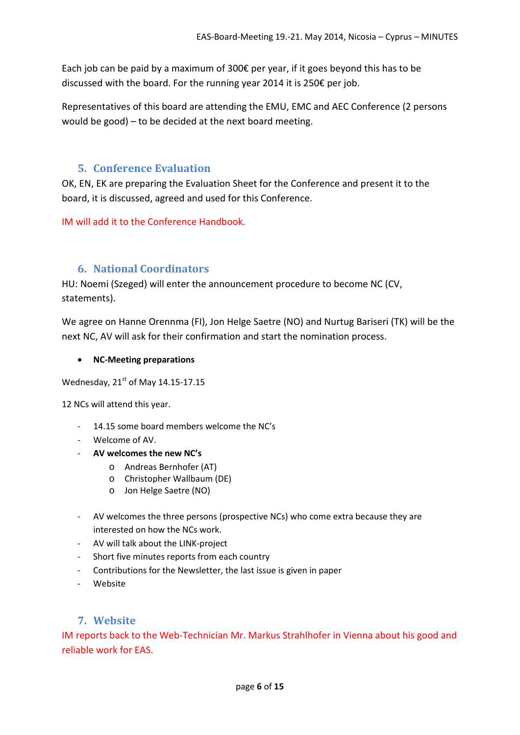Each job can be paid by a maximum of 300€ per year, if it goes beyond this has to be discussed with the board. For the running year 2014 it is 250€ per job.

Representatives of this board are attending the EMU, EMC and AEC Conference (2 persons would be good) – to be decided at the next board meeting.

## 5. Conference Evaluation

OK, EN, EK are preparing the Evaluation Sheet for the Conference and present it to the board, it is discussed, agreed and used for this Conference.

IM will add it to the Conference Handbook.

## 6. National Coordinators

HU: Noemi (Szeged) will enter the announcement procedure to become NC (CV, statements).

We agree on Hanne Orennma (FI), Jon Helge Saetre (NO) and Nurtug Bariseri (TK) will be the next NC, AV will ask for their confirmation and start the nomination process.

- **NC-Meeting preparations**

Wednesday, 21st of May 14.15-17.15

12 NCs will attend this year.

- 14.15 some board members welcome the NC's
- Welcome of AV.
- **AV welcomes the new NC's**
  - Andreas Bernhofer (AT)
  - Christopher Wallbaum (DE)
  - Jon Helge Saetre (NO)

- AV welcomes the three persons (prospective NCs) who come extra because they are interested on how the NCs work.
- AV will talk about the LINK-project
- Short five minutes reports from each country
- Contributions for the Newsletter, the last issue is given in paper
- Website

## 7. Website

IM reports back to the Web-Technician Mr. Markus Strahlhofer in Vienna about his good and reliable work for EAS.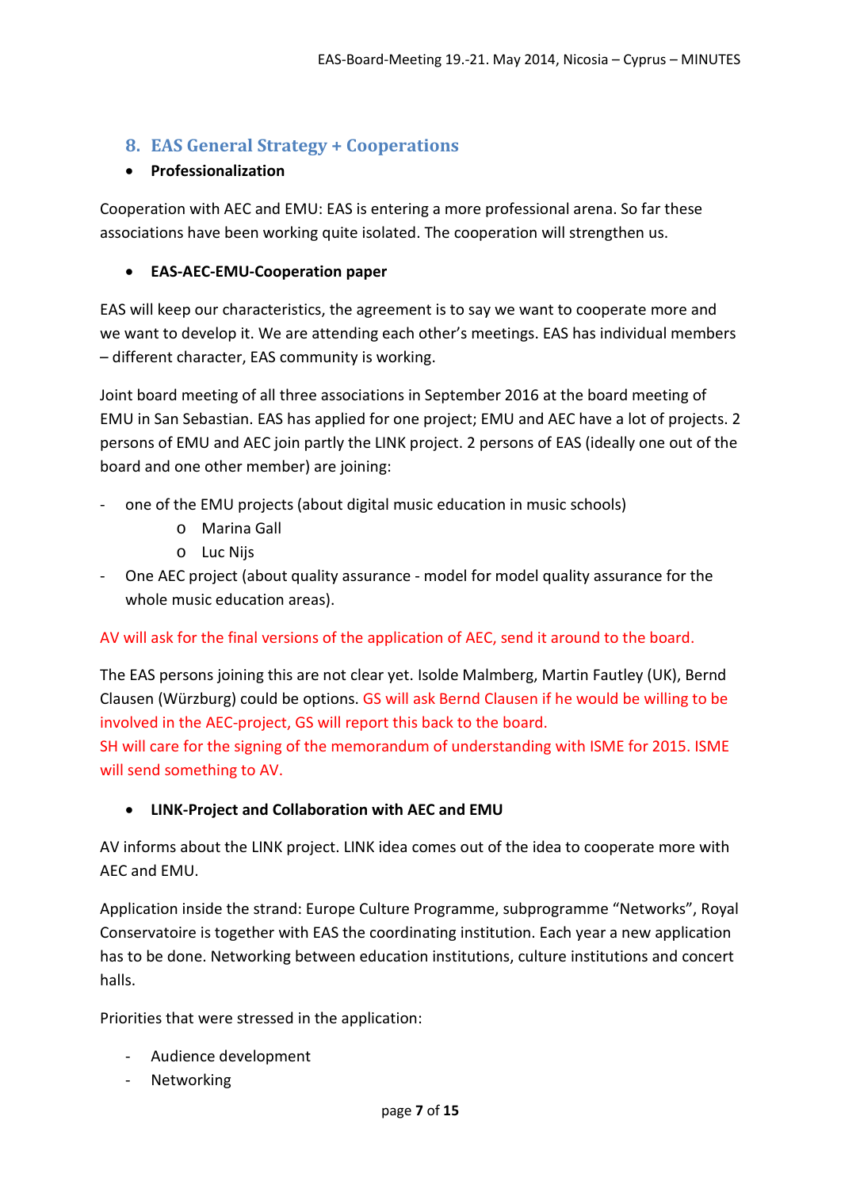## 8. EAS General Strategy + Cooperations

- **Professionalization**

Cooperation with AEC and EMU: EAS is entering a more professional arena. So far these associations have been working quite isolated. The cooperation will strengthen us.

- **EAS-AEC-EMU-Cooperation paper**

EAS will keep our characteristics, the agreement is to say we want to cooperate more and we want to develop it. We are attending each other's meetings. EAS has individual members – different character, EAS community is working.

Joint board meeting of all three associations in September 2016 at the board meeting of EMU in San Sebastian. EAS has applied for one project; EMU and AEC have a lot of projects. 2 persons of EMU and AEC join partly the LINK project. 2 persons of EAS (ideally one out of the board and one other member) are joining:

- one of the EMU projects (about digital music education in music schools)
  - Marina Gall
  - Luc Nijs
- One AEC project (about quality assurance - model for model quality assurance for the whole music education areas).

AV will ask for the final versions of the application of AEC, send it around to the board.

The EAS persons joining this are not clear yet. Isolde Malmberg, Martin Fautley (UK), Bernd Clausen (Würzburg) could be options. GS will ask Bernd Clausen if he would be willing to be involved in the AEC-project, GS will report this back to the board.
SH will care for the signing of the memorandum of understanding with ISME for 2015. ISME will send something to AV.

- **LINK-Project and Collaboration with AEC and EMU**

AV informs about the LINK project. LINK idea comes out of the idea to cooperate more with AEC and EMU.

Application inside the strand: Europe Culture Programme, subprogramme "Networks", Royal Conservatoire is together with EAS the coordinating institution. Each year a new application has to be done. Networking between education institutions, culture institutions and concert halls.

Priorities that were stressed in the application:

- Audience development
- Networking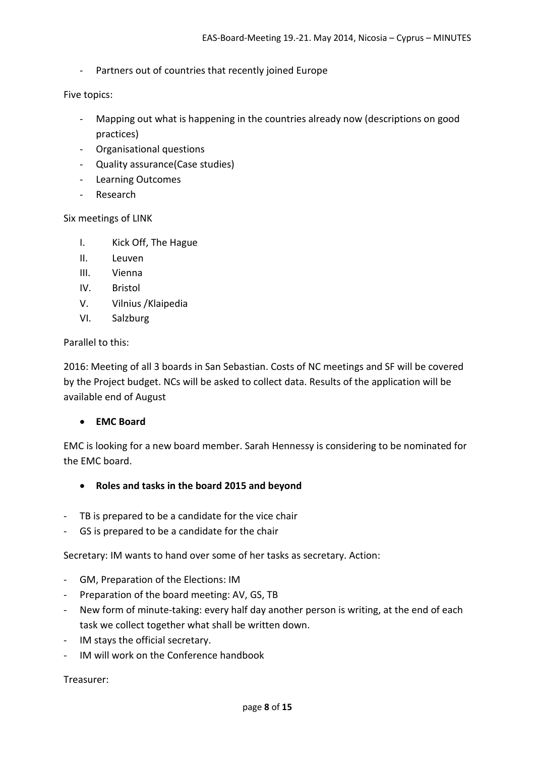- Partners out of countries that recently joined Europe

Five topics:

- Mapping out what is happening in the countries already now (descriptions on good practices)
- Organisational questions
- Quality assurance(Case studies)
- Learning Outcomes
- Research

Six meetings of LINK

I. Kick Off, The Hague
II. Leuven
III. Vienna
IV. Bristol
V. Vilnius /Klaipedia
VI. Salzburg

Parallel to this:

2016: Meeting of all 3 boards in San Sebastian. Costs of NC meetings and SF will be covered by the Project budget. NCs will be asked to collect data. Results of the application will be available end of August

- **EMC Board**

EMC is looking for a new board member. Sarah Hennessy is considering to be nominated for the EMC board.

- **Roles and tasks in the board 2015 and beyond**

- TB is prepared to be a candidate for the vice chair
- GS is prepared to be a candidate for the chair

Secretary: IM wants to hand over some of her tasks as secretary. Action:

- GM, Preparation of the Elections: IM
- Preparation of the board meeting: AV, GS, TB
- New form of minute-taking: every half day another person is writing, at the end of each task we collect together what shall be written down.
- IM stays the official secretary.
- IM will work on the Conference handbook

Treasurer: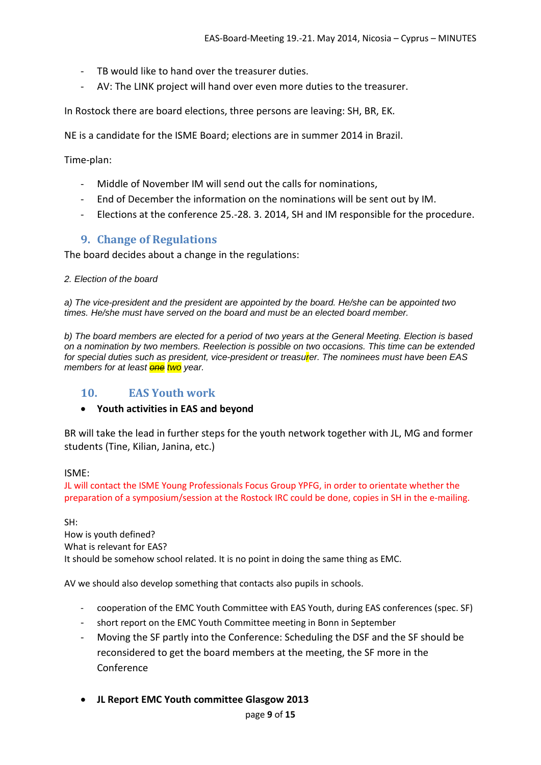- TB would like to hand over the treasurer duties.
- AV: The LINK project will hand over even more duties to the treasurer.

In Rostock there are board elections, three persons are leaving: SH, BR, EK.

NE is a candidate for the ISME Board; elections are in summer 2014 in Brazil.

Time-plan:

- Middle of November IM will send out the calls for nominations,
- End of December the information on the nominations will be sent out by IM.
- Elections at the conference 25.-28. 3. 2014, SH and IM responsible for the procedure.

## 9. Change of Regulations

The board decides about a change in the regulations:

*2. Election of the board*

*a) The vice-president and the president are appointed by the board. He/she can be appointed two times. He/she must have served on the board and must be an elected board member.*

*b) The board members are elected for a period of two years at the General Meeting. Election is based on a nomination by two members. Reelection is possible on two occasions. This time can be extended for special duties such as president, vice-president or treasurer. The nominees must have been EAS members for at least ~~one~~ two year.*

## 10. EAS Youth work

- **Youth activities in EAS and beyond**

BR will take the lead in further steps for the youth network together with JL, MG and former students (Tine, Kilian, Janina, etc.)

ISME:
JL will contact the ISME Young Professionals Focus Group YPFG, in order to orientate whether the preparation of a symposium/session at the Rostock IRC could be done, copies in SH in the e-mailing.

SH:
How is youth defined?
What is relevant for EAS?
It should be somehow school related. It is no point in doing the same thing as EMC.

AV we should also develop something that contacts also pupils in schools.

- cooperation of the EMC Youth Committee with EAS Youth, during EAS conferences (spec. SF)
- short report on the EMC Youth Committee meeting in Bonn in September
- Moving the SF partly into the Conference: Scheduling the DSF and the SF should be reconsidered to get the board members at the meeting, the SF more in the Conference

- **JL Report EMC Youth committee Glasgow 2013**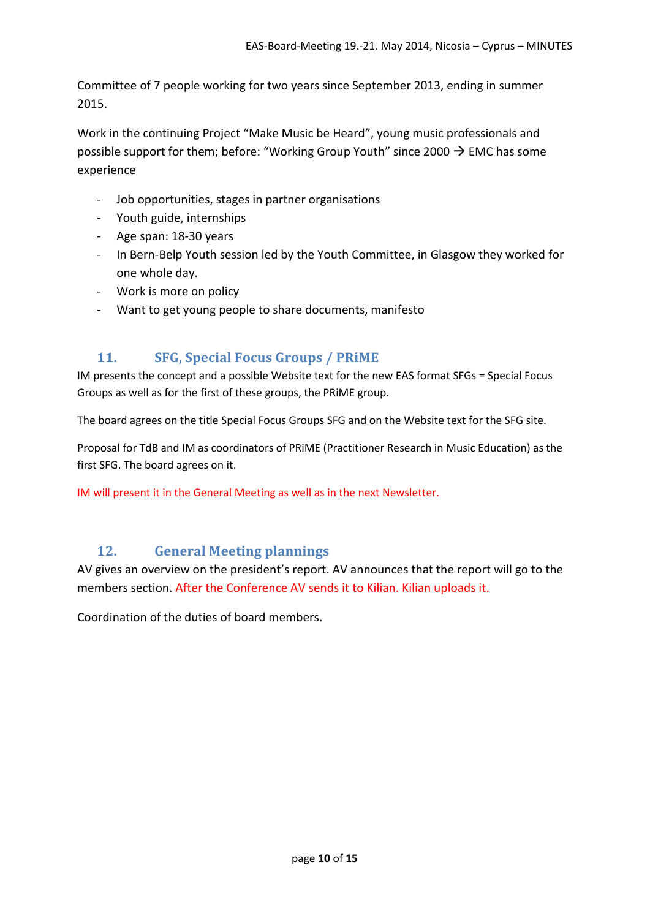Committee of 7 people working for two years since September 2013, ending in summer 2015.

Work in the continuing Project "Make Music be Heard", young music professionals and possible support for them; before: "Working Group Youth" since 2000 → EMC has some experience

- Job opportunities, stages in partner organisations
- Youth guide, internships
- Age span: 18-30 years
- In Bern-Belp Youth session led by the Youth Committee, in Glasgow they worked for one whole day.
- Work is more on policy
- Want to get young people to share documents, manifesto

## 11. SFG, Special Focus Groups / PRiME

IM presents the concept and a possible Website text for the new EAS format SFGs = Special Focus Groups as well as for the first of these groups, the PRiME group.

The board agrees on the title Special Focus Groups SFG and on the Website text for the SFG site.

Proposal for TdB and IM as coordinators of PRiME (Practitioner Research in Music Education) as the first SFG. The board agrees on it.

IM will present it in the General Meeting as well as in the next Newsletter.

## 12. General Meeting plannings

AV gives an overview on the president's report. AV announces that the report will go to the members section. After the Conference AV sends it to Kilian. Kilian uploads it.

Coordination of the duties of board members.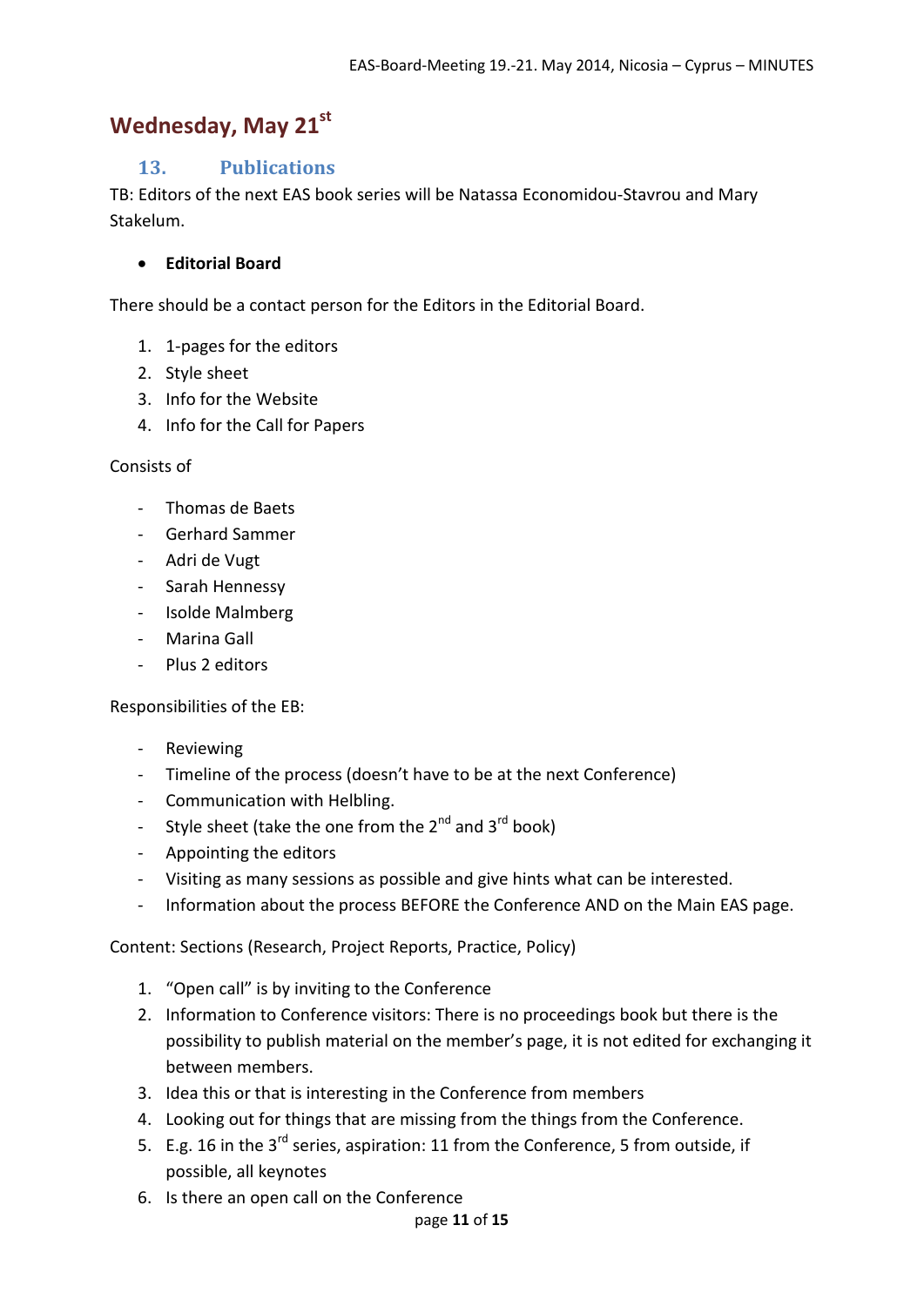# Wednesday, May 21st

## 13. Publications

TB: Editors of the next EAS book series will be Natassa Economidou-Stavrou and Mary Stakelum.

- **Editorial Board**

There should be a contact person for the Editors in the Editorial Board.

1. 1-pages for the editors
2. Style sheet
3. Info for the Website
4. Info for the Call for Papers

Consists of

- Thomas de Baets
- Gerhard Sammer
- Adri de Vugt
- Sarah Hennessy
- Isolde Malmberg
- Marina Gall
- Plus 2 editors

Responsibilities of the EB:

- Reviewing
- Timeline of the process (doesn't have to be at the next Conference)
- Communication with Helbling.
- Style sheet (take the one from the 2nd and 3rd book)
- Appointing the editors
- Visiting as many sessions as possible and give hints what can be interested.
- Information about the process BEFORE the Conference AND on the Main EAS page.

Content: Sections (Research, Project Reports, Practice, Policy)

1. "Open call" is by inviting to the Conference
2. Information to Conference visitors: There is no proceedings book but there is the possibility to publish material on the member's page, it is not edited for exchanging it between members.
3. Idea this or that is interesting in the Conference from members
4. Looking out for things that are missing from the things from the Conference.
5. E.g. 16 in the 3rd series, aspiration: 11 from the Conference, 5 from outside, if possible, all keynotes
6. Is there an open call on the Conference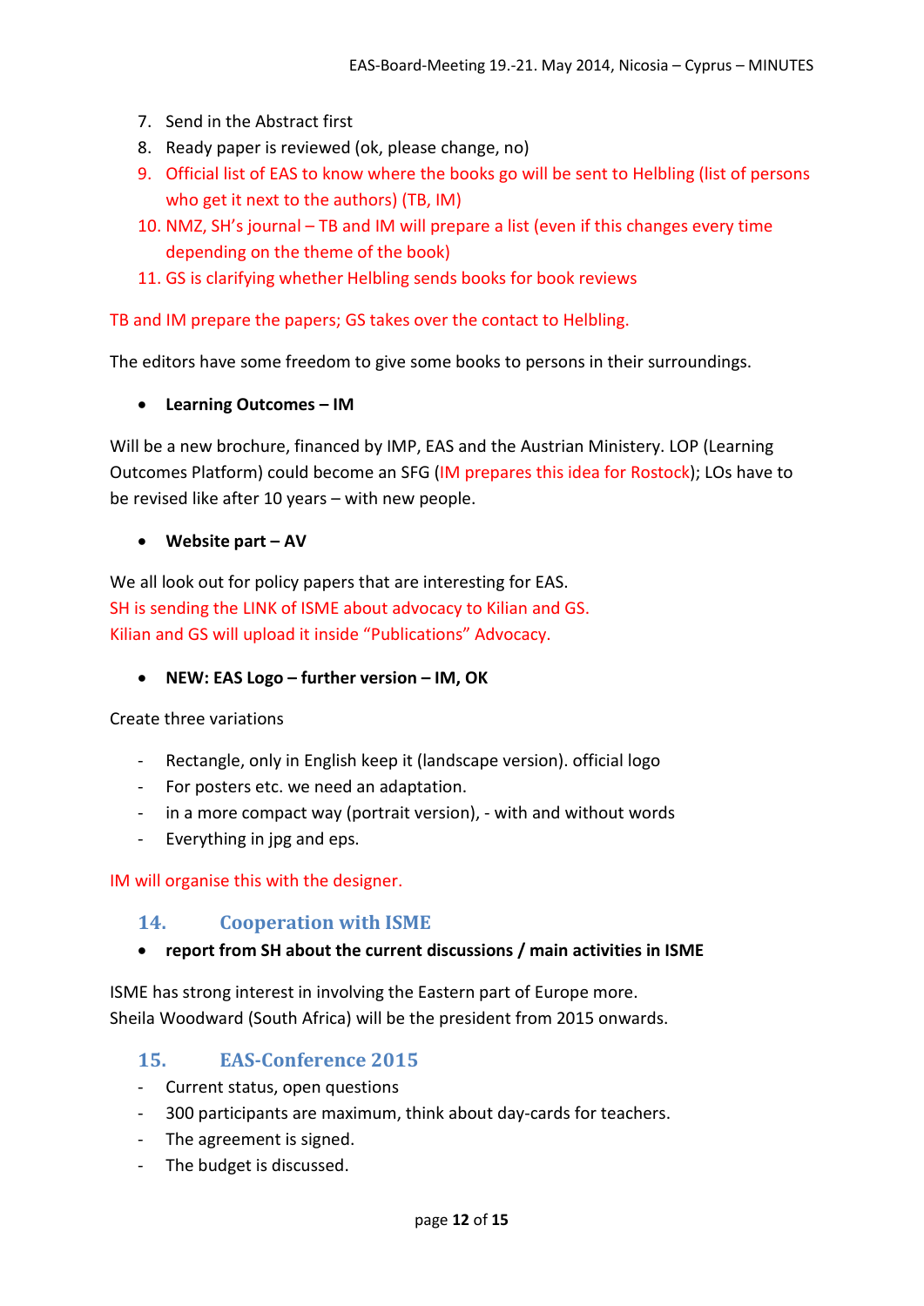7. Send in the Abstract first
8. Ready paper is reviewed (ok, please change, no)
9. Official list of EAS to know where the books go will be sent to Helbling (list of persons who get it next to the authors) (TB, IM)
10. NMZ, SH's journal – TB and IM will prepare a list (even if this changes every time depending on the theme of the book)
11. GS is clarifying whether Helbling sends books for book reviews

TB and IM prepare the papers; GS takes over the contact to Helbling.

The editors have some freedom to give some books to persons in their surroundings.

- **Learning Outcomes – IM**

Will be a new brochure, financed by IMP, EAS and the Austrian Ministery. LOP (Learning Outcomes Platform) could become an SFG (IM prepares this idea for Rostock); LOs have to be revised like after 10 years – with new people.

- **Website part – AV**

We all look out for policy papers that are interesting for EAS.
SH is sending the LINK of ISME about advocacy to Kilian and GS.
Kilian and GS will upload it inside "Publications" Advocacy.

- **NEW: EAS Logo – further version – IM, OK**

Create three variations

- Rectangle, only in English keep it (landscape version). official logo
- For posters etc. we need an adaptation.
- in a more compact way (portrait version), - with and without words
- Everything in jpg and eps.

IM will organise this with the designer.

## 14. Cooperation with ISME

- **report from SH about the current discussions / main activities in ISME**

ISME has strong interest in involving the Eastern part of Europe more.
Sheila Woodward (South Africa) will be the president from 2015 onwards.

## 15. EAS-Conference 2015

- Current status, open questions
- 300 participants are maximum, think about day-cards for teachers.
- The agreement is signed.
- The budget is discussed.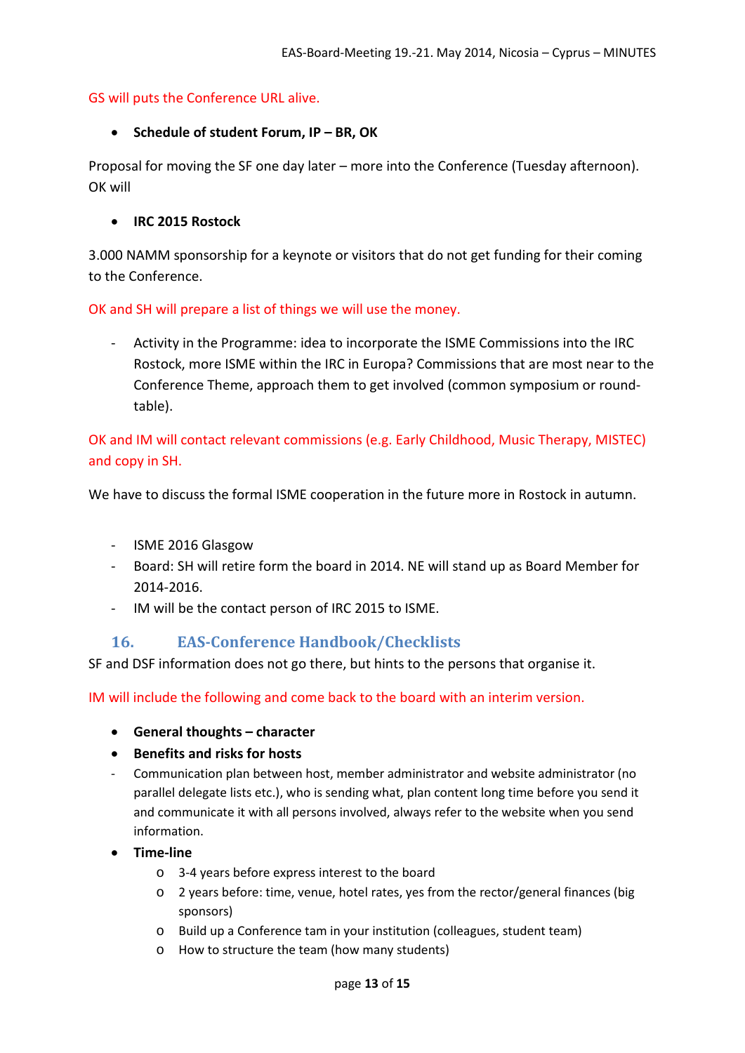GS will puts the Conference URL alive.

- **Schedule of student Forum, IP – BR, OK**

Proposal for moving the SF one day later – more into the Conference (Tuesday afternoon). OK will

- **IRC 2015 Rostock**

3.000 NAMM sponsorship for a keynote or visitors that do not get funding for their coming to the Conference.

OK and SH will prepare a list of things we will use the money.

- Activity in the Programme: idea to incorporate the ISME Commissions into the IRC Rostock, more ISME within the IRC in Europa? Commissions that are most near to the Conference Theme, approach them to get involved (common symposium or round-table).

OK and IM will contact relevant commissions (e.g. Early Childhood, Music Therapy, MISTEC) and copy in SH.

We have to discuss the formal ISME cooperation in the future more in Rostock in autumn.

- ISME 2016 Glasgow
- Board: SH will retire form the board in 2014. NE will stand up as Board Member for 2014-2016.
- IM will be the contact person of IRC 2015 to ISME.

## 16. EAS-Conference Handbook/Checklists

SF and DSF information does not go there, but hints to the persons that organise it.

IM will include the following and come back to the board with an interim version.

- **General thoughts – character**
- **Benefits and risks for hosts**
- Communication plan between host, member administrator and website administrator (no parallel delegate lists etc.), who is sending what, plan content long time before you send it and communicate it with all persons involved, always refer to the website when you send information.
- **Time-line**
  - 3-4 years before express interest to the board
  - 2 years before: time, venue, hotel rates, yes from the rector/general finances (big sponsors)
  - Build up a Conference tam in your institution (colleagues, student team)
  - How to structure the team (how many students)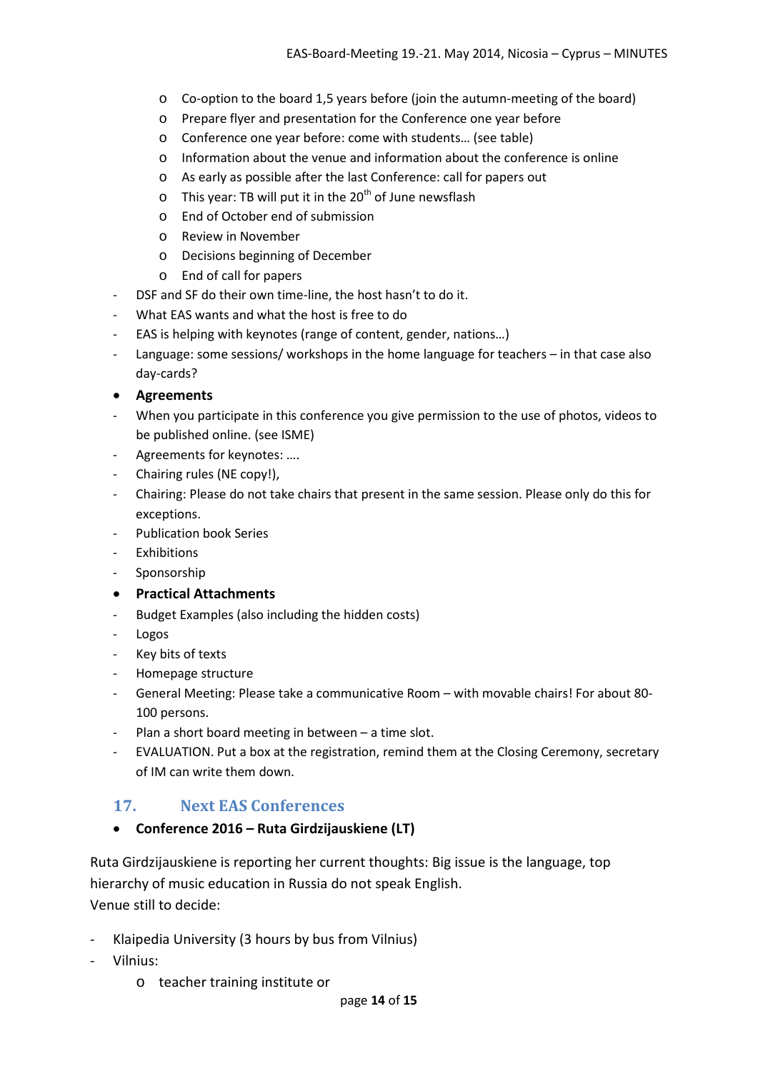- Co-option to the board 1,5 years before (join the autumn-meeting of the board)
  - Prepare flyer and presentation for the Conference one year before
  - Conference one year before: come with students… (see table)
  - Information about the venue and information about the conference is online
  - As early as possible after the last Conference: call for papers out
  - This year: TB will put it in the 20th of June newsflash
  - End of October end of submission
  - Review in November
  - Decisions beginning of December
  - End of call for papers
- DSF and SF do their own time-line, the host hasn't to do it.
- What EAS wants and what the host is free to do
- EAS is helping with keynotes (range of content, gender, nations…)
- Language: some sessions/ workshops in the home language for teachers – in that case also day-cards?

- **Agreements**

- When you participate in this conference you give permission to the use of photos, videos to be published online. (see ISME)
- Agreements for keynotes: ….
- Chairing rules (NE copy!),
- Chairing: Please do not take chairs that present in the same session. Please only do this for exceptions.
- Publication book Series
- Exhibitions
- Sponsorship

- **Practical Attachments**

- Budget Examples (also including the hidden costs)
- Logos
- Key bits of texts
- Homepage structure
- General Meeting: Please take a communicative Room – with movable chairs! For about 80-100 persons.
- Plan a short board meeting in between – a time slot.
- EVALUATION. Put a box at the registration, remind them at the Closing Ceremony, secretary of IM can write them down.

## 17. Next EAS Conferences

- **Conference 2016 – Ruta Girdzijauskiene (LT)**

Ruta Girdzijauskiene is reporting her current thoughts: Big issue is the language, top hierarchy of music education in Russia do not speak English.
Venue still to decide:

- Klaipedia University (3 hours by bus from Vilnius)
- Vilnius:
  - teacher training institute or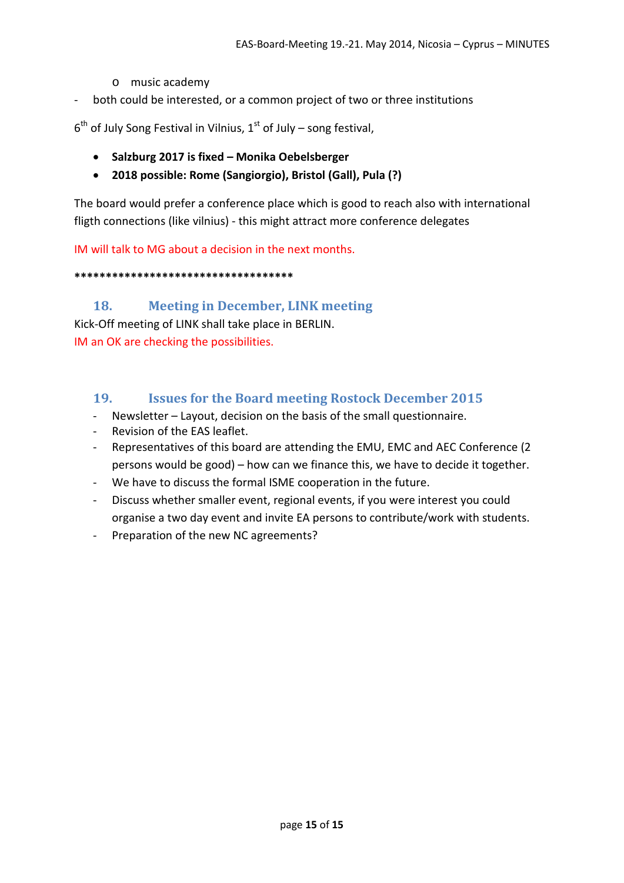- music academy

- both could be interested, or a common project of two or three institutions

6th of July Song Festival in Vilnius, 1st of July – song festival,

- **Salzburg 2017 is fixed – Monika Oebelsberger**
- **2018 possible: Rome (Sangiorgio), Bristol (Gall), Pula (?)**

The board would prefer a conference place which is good to reach also with international fligth connections (like vilnius) - this might attract more conference delegates

IM will talk to MG about a decision in the next months.

***********************************

## 18. Meeting in December, LINK meeting

Kick-Off meeting of LINK shall take place in BERLIN.
IM an OK are checking the possibilities.

## 19. Issues for the Board meeting Rostock December 2015

- Newsletter – Layout, decision on the basis of the small questionnaire.
- Revision of the EAS leaflet.
- Representatives of this board are attending the EMU, EMC and AEC Conference (2 persons would be good) – how can we finance this, we have to decide it together.
- We have to discuss the formal ISME cooperation in the future.
- Discuss whether smaller event, regional events, if you were interest you could organise a two day event and invite EA persons to contribute/work with students.
- Preparation of the new NC agreements?